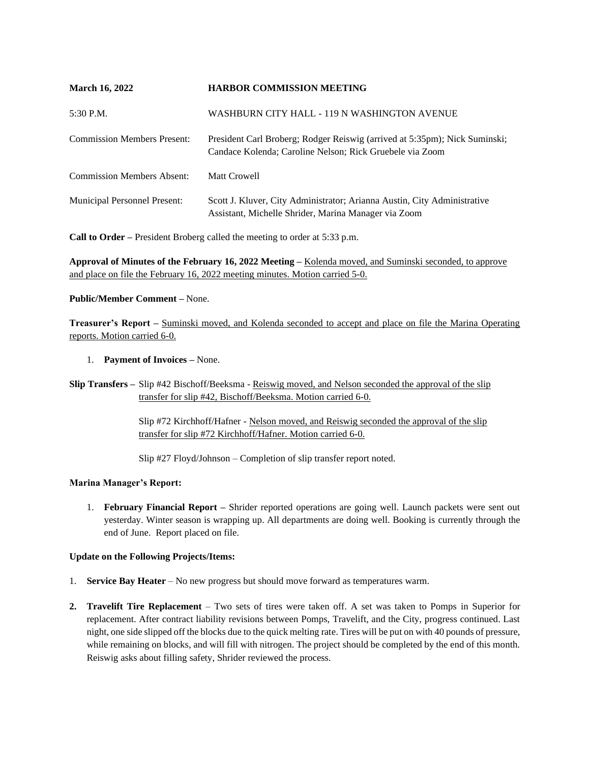**March 16, 2022** **HARBOR COMMISSION MEETING**

5:30 P.M. WASHBURN CITY HALL - 119 N WASHINGTON AVENUE

Commission Members Present: President Carl Broberg; Rodger Reiswig (arrived at 5:35pm); Nick Suminski; Candace Kolenda; Caroline Nelson; Rick Gruebele via Zoom

Commission Members Absent: Matt Crowell

Municipal Personnel Present: Scott J. Kluver, City Administrator; Arianna Austin, City Administrative Assistant, Michelle Shrider, Marina Manager via Zoom

**Call to Order –** President Broberg called the meeting to order at 5:33 p.m.

**Approval of Minutes of the February 16, 2022 Meeting –** Kolenda moved, and Suminski seconded, to approve and place on file the February 16, 2022 meeting minutes. Motion carried 5-0.

**Public/Member Comment –** None.

**Treasurer's Report –** Suminski moved, and Kolenda seconded to accept and place on file the Marina Operating reports. Motion carried 6-0.

1. **Payment of Invoices –** None.

**Slip Transfers –** Slip #42 Bischoff/Beeksma - Reiswig moved, and Nelson seconded the approval of the slip transfer for slip #42, Bischoff/Beeksma. Motion carried 6-0.

Slip #72 Kirchhoff/Hafner - Nelson moved, and Reiswig seconded the approval of the slip transfer for slip #72 Kirchhoff/Hafner. Motion carried 6-0.

Slip #27 Floyd/Johnson – Completion of slip transfer report noted.

**Marina Manager's Report:**

1. **February Financial Report –** Shrider reported operations are going well. Launch packets were sent out yesterday. Winter season is wrapping up. All departments are doing well. Booking is currently through the end of June. Report placed on file.

**Update on the Following Projects/Items:**

1. **Service Bay Heater** – No new progress but should move forward as temperatures warm.
2. **Travelift Tire Replacement** – Two sets of tires were taken off. A set was taken to Pomps in Superior for replacement. After contract liability revisions between Pomps, Travelift, and the City, progress continued. Last night, one side slipped off the blocks due to the quick melting rate. Tires will be put on with 40 pounds of pressure, while remaining on blocks, and will fill with nitrogen. The project should be completed by the end of this month. Reiswig asks about filling safety, Shrider reviewed the process.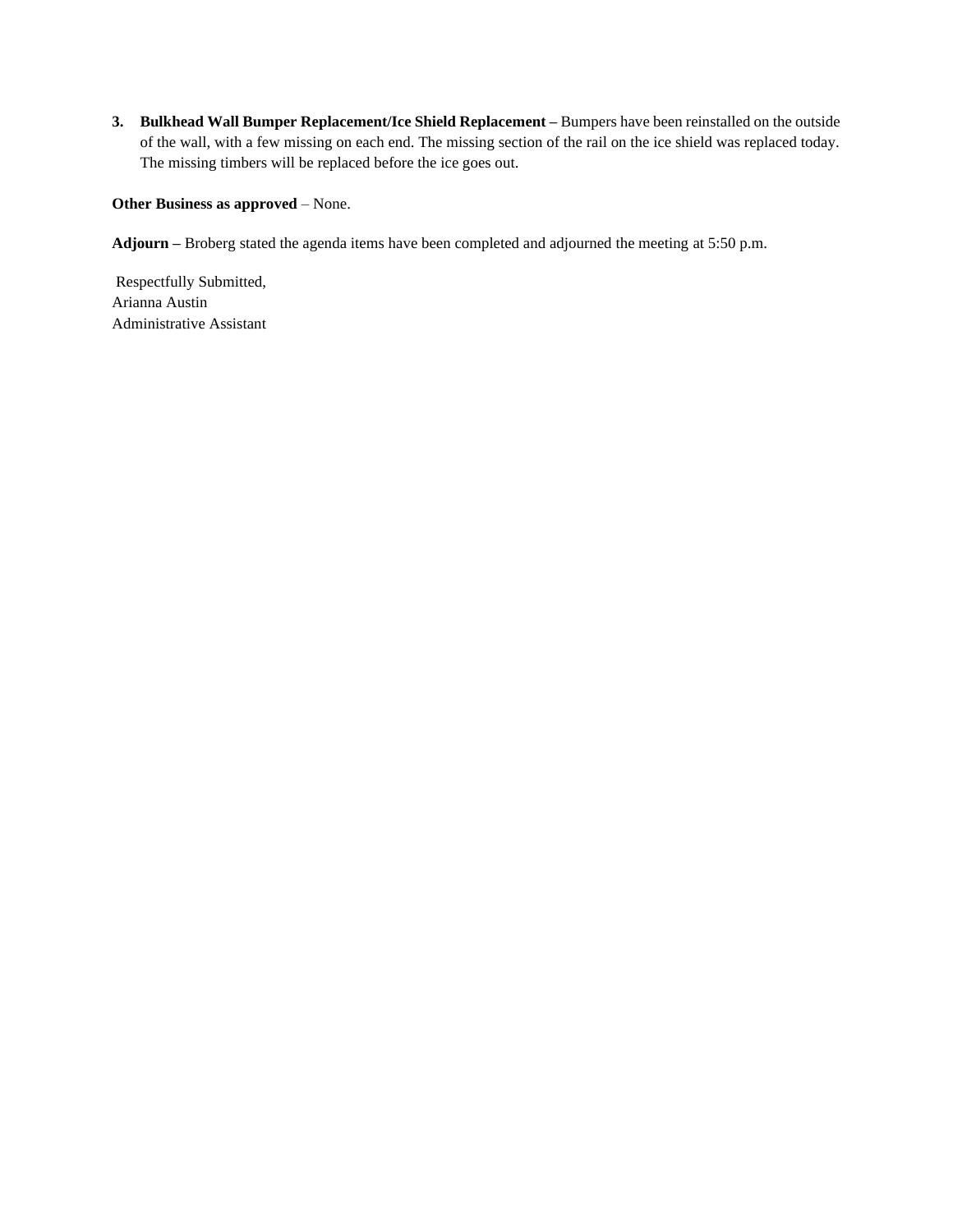3. **Bulkhead Wall Bumper Replacement/Ice Shield Replacement –** Bumpers have been reinstalled on the outside of the wall, with a few missing on each end. The missing section of the rail on the ice shield was replaced today. The missing timbers will be replaced before the ice goes out.

**Other Business as approved** – None.

**Adjourn –** Broberg stated the agenda items have been completed and adjourned the meeting at 5:50 p.m.

Respectfully Submitted,
Arianna Austin
Administrative Assistant